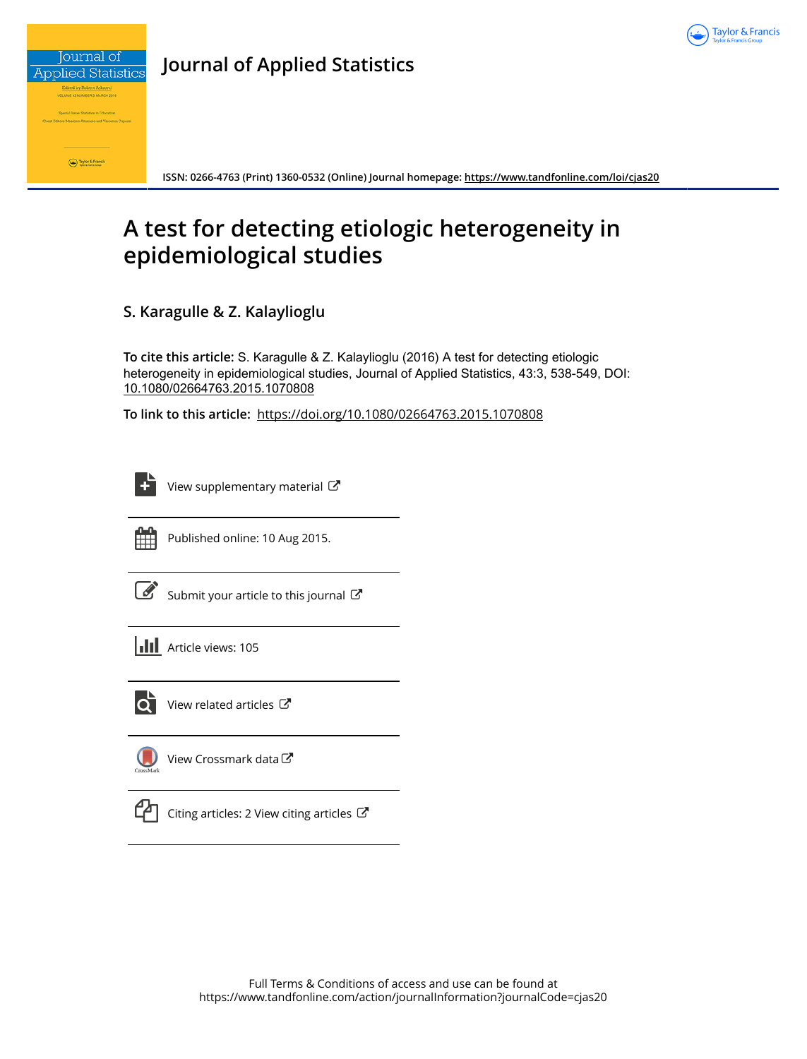# Journal of Applied Statistics

ISSN: 0266-4763 (Print) 1360-0532 (Online) Journal homepage: https://www.tandfonline.com/loi/cjas20

# A test for detecting etiologic heterogeneity in epidemiological studies

**S. Karagulle & Z. Kalaylioglu**

**To cite this article:** S. Karagulle & Z. Kalaylioglu (2016) A test for detecting etiologic heterogeneity in epidemiological studies, Journal of Applied Statistics, 43:3, 538-549, DOI: 10.1080/02664763.2015.1070808

**To link to this article:** https://doi.org/10.1080/02664763.2015.1070808

View supplementary material

Published online: 10 Aug 2015.

Submit your article to this journal

Article views: 105

View related articles

View Crossmark data

Citing articles: 2 View citing articles

Full Terms & Conditions of access and use can be found at
https://www.tandfonline.com/action/journalInformation?journalCode=cjas20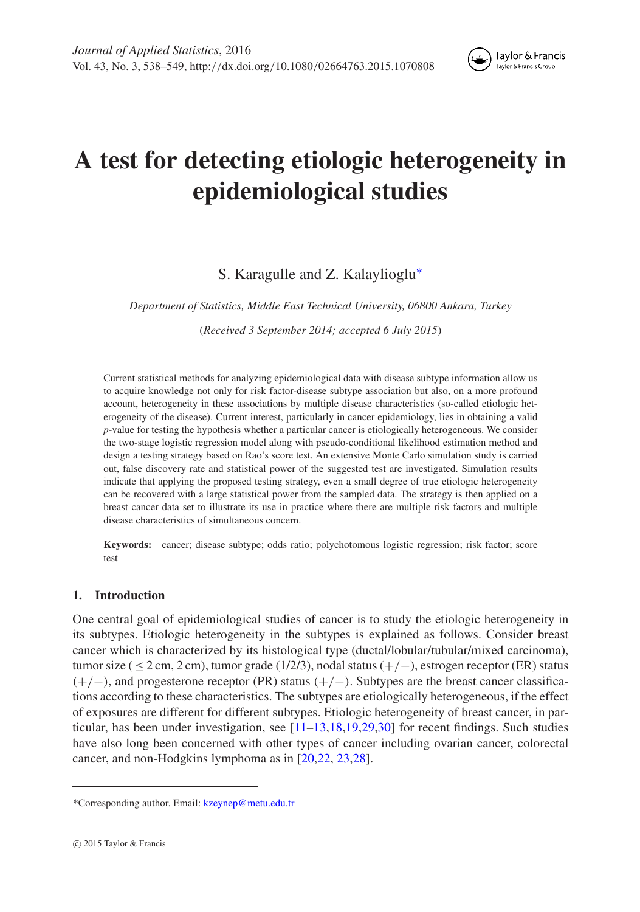# A test for detecting etiologic heterogeneity in epidemiological studies

S. Karagulle and Z. Kalaylioglu*

*Department of Statistics, Middle East Technical University, 06800 Ankara, Turkey*

(*Received 3 September 2014; accepted 6 July 2015*)

Current statistical methods for analyzing epidemiological data with disease subtype information allow us to acquire knowledge not only for risk factor-disease subtype association but also, on a more profound account, heterogeneity in these associations by multiple disease characteristics (so-called etiologic heterogeneity of the disease). Current interest, particularly in cancer epidemiology, lies in obtaining a valid *p*-value for testing the hypothesis whether a particular cancer is etiologically heterogeneous. We consider the two-stage logistic regression model along with pseudo-conditional likelihood estimation method and design a testing strategy based on Rao's score test. An extensive Monte Carlo simulation study is carried out, false discovery rate and statistical power of the suggested test are investigated. Simulation results indicate that applying the proposed testing strategy, even a small degree of true etiologic heterogeneity can be recovered with a large statistical power from the sampled data. The strategy is then applied on a breast cancer data set to illustrate its use in practice where there are multiple risk factors and multiple disease characteristics of simultaneous concern.

**Keywords:** cancer; disease subtype; odds ratio; polychotomous logistic regression; risk factor; score test

## 1. Introduction

One central goal of epidemiological studies of cancer is to study the etiologic heterogeneity in its subtypes. Etiologic heterogeneity in the subtypes is explained as follows. Consider breast cancer which is characterized by its histological type (ductal/lobular/tubular/mixed carcinoma), tumor size ( $\leq 2$ cm, 2 cm), tumor grade (1/2/3), nodal status (+/−), estrogen receptor (ER) status (+/−), and progesterone receptor (PR) status (+/−). Subtypes are the breast cancer classifications according to these characteristics. The subtypes are etiologically heterogeneous, if the effect of exposures are different for different subtypes. Etiologic heterogeneity of breast cancer, in particular, has been under investigation, see [11–13,18,19,29,30] for recent findings. Such studies have also long been concerned with other types of cancer including ovarian cancer, colorectal cancer, and non-Hodgkins lymphoma as in [20,22, 23,28].

---

*Corresponding author. Email: kzeynep@metu.edu.tr

© 2015 Taylor & Francis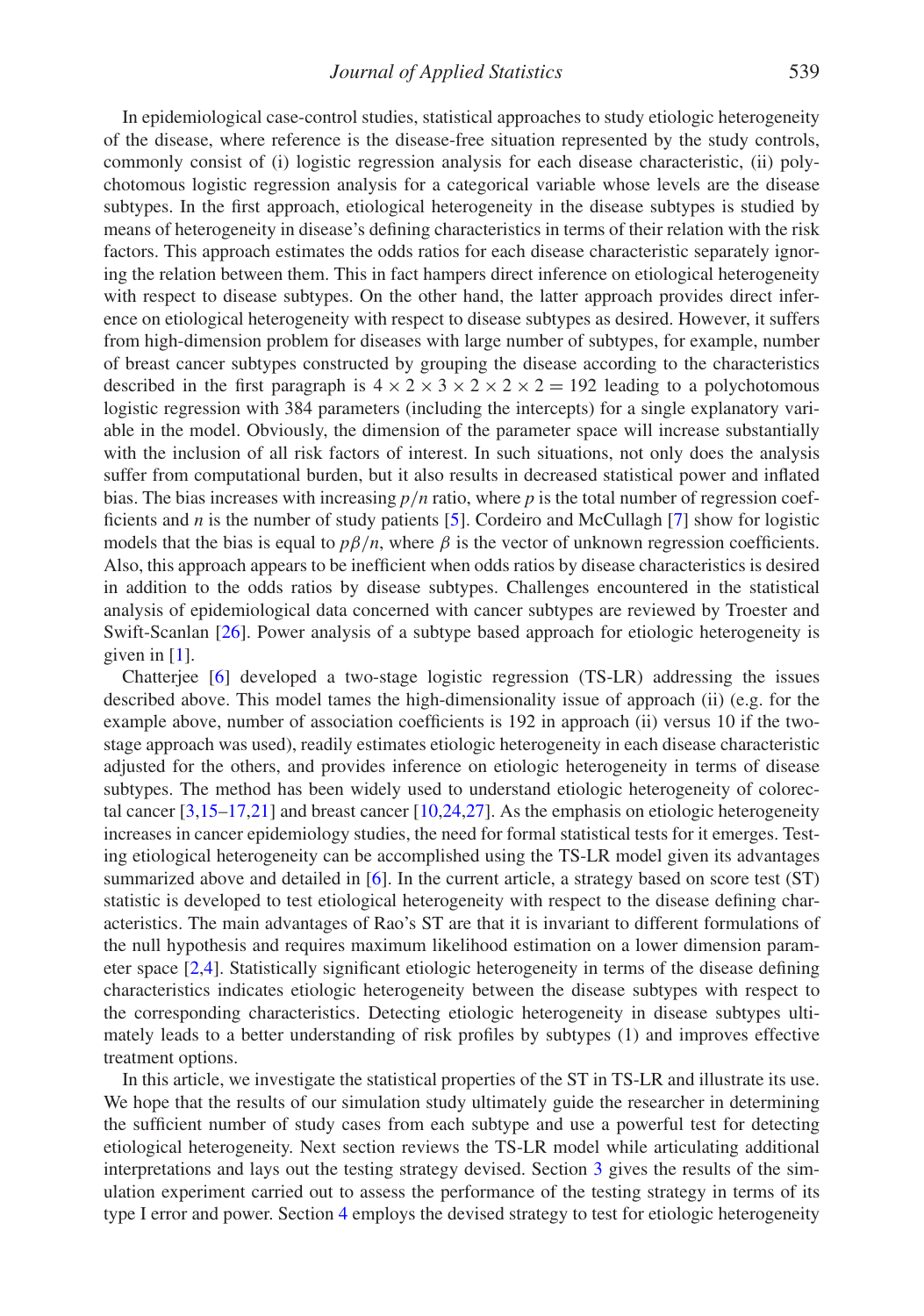In epidemiological case-control studies, statistical approaches to study etiologic heterogeneity of the disease, where reference is the disease-free situation represented by the study controls, commonly consist of (i) logistic regression analysis for each disease characteristic, (ii) polychotomous logistic regression analysis for a categorical variable whose levels are the disease subtypes. In the first approach, etiological heterogeneity in the disease subtypes is studied by means of heterogeneity in disease's defining characteristics in terms of their relation with the risk factors. This approach estimates the odds ratios for each disease characteristic separately ignoring the relation between them. This in fact hampers direct inference on etiological heterogeneity with respect to disease subtypes. On the other hand, the latter approach provides direct inference on etiological heterogeneity with respect to disease subtypes as desired. However, it suffers from high-dimension problem for diseases with large number of subtypes, for example, number of breast cancer subtypes constructed by grouping the disease according to the characteristics described in the first paragraph is $4 \times 2 \times 3 \times 2 \times 2 \times 2 = 192$ leading to a polychotomous logistic regression with 384 parameters (including the intercepts) for a single explanatory variable in the model. Obviously, the dimension of the parameter space will increase substantially with the inclusion of all risk factors of interest. In such situations, not only does the analysis suffer from computational burden, but it also results in decreased statistical power and inflated bias. The bias increases with increasing $p/n$ ratio, where $p$ is the total number of regression coefficients and $n$ is the number of study patients [5]. Cordeiro and McCullagh [7] show for logistic models that the bias is equal to $p\beta/n$, where $\beta$ is the vector of unknown regression coefficients. Also, this approach appears to be inefficient when odds ratios by disease characteristics is desired in addition to the odds ratios by disease subtypes. Challenges encountered in the statistical analysis of epidemiological data concerned with cancer subtypes are reviewed by Troester and Swift-Scanlan [26]. Power analysis of a subtype based approach for etiologic heterogeneity is given in [1].

Chatterjee [6] developed a two-stage logistic regression (TS-LR) addressing the issues described above. This model tames the high-dimensionality issue of approach (ii) (e.g. for the example above, number of association coefficients is 192 in approach (ii) versus 10 if the two-stage approach was used), readily estimates etiologic heterogeneity in each disease characteristic adjusted for the others, and provides inference on etiologic heterogeneity in terms of disease subtypes. The method has been widely used to understand etiologic heterogeneity of colorectal cancer [3,15–17,21] and breast cancer [10,24,27]. As the emphasis on etiologic heterogeneity increases in cancer epidemiology studies, the need for formal statistical tests for it emerges. Testing etiological heterogeneity can be accomplished using the TS-LR model given its advantages summarized above and detailed in [6]. In the current article, a strategy based on score test (ST) statistic is developed to test etiological heterogeneity with respect to the disease defining characteristics. The main advantages of Rao's ST are that it is invariant to different formulations of the null hypothesis and requires maximum likelihood estimation on a lower dimension parameter space [2,4]. Statistically significant etiologic heterogeneity in terms of the disease defining characteristics indicates etiologic heterogeneity between the disease subtypes with respect to the corresponding characteristics. Detecting etiologic heterogeneity in disease subtypes ultimately leads to a better understanding of risk profiles by subtypes (1) and improves effective treatment options.

In this article, we investigate the statistical properties of the ST in TS-LR and illustrate its use. We hope that the results of our simulation study ultimately guide the researcher in determining the sufficient number of study cases from each subtype and use a powerful test for detecting etiological heterogeneity. Next section reviews the TS-LR model while articulating additional interpretations and lays out the testing strategy devised. Section 3 gives the results of the simulation experiment carried out to assess the performance of the testing strategy in terms of its type I error and power. Section 4 employs the devised strategy to test for etiologic heterogeneity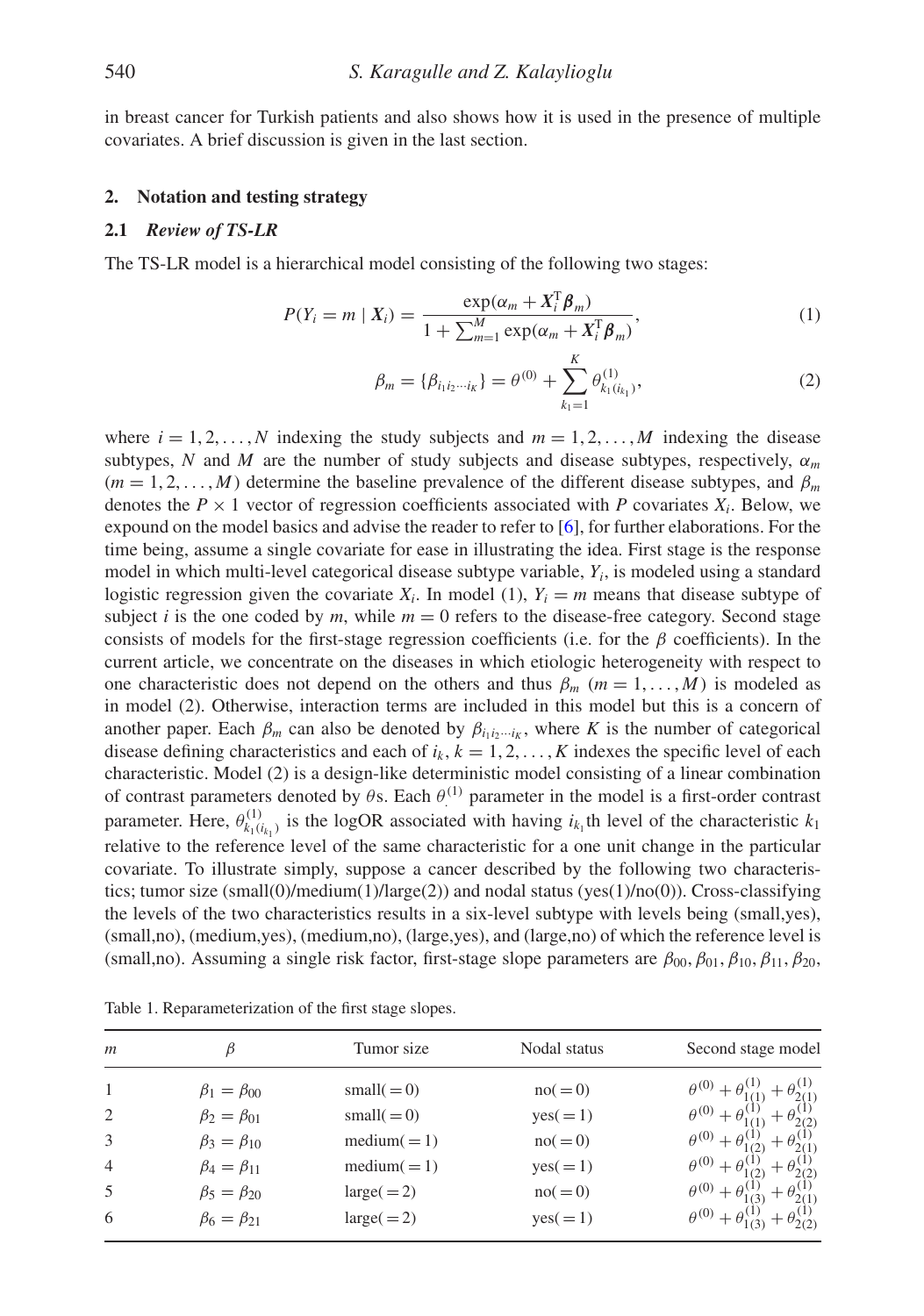in breast cancer for Turkish patients and also shows how it is used in the presence of multiple covariates. A brief discussion is given in the last section.

## 2. Notation and testing strategy

### 2.1 *Review of TS-LR*

The TS-LR model is a hierarchical model consisting of the following two stages:

$$P(Y_i = m \mid \boldsymbol{X}_i) = \frac{\exp(\alpha_m + \boldsymbol{X}_i^{\mathrm{T}} \boldsymbol{\beta}_m)}{1 + \sum_{m=1}^{M} \exp(\alpha_m + \boldsymbol{X}_i^{\mathrm{T}} \boldsymbol{\beta}_m)}, \tag{1}$$

$$\beta_m = \{\beta_{i_1 i_2 \cdots i_K}\} = \theta^{(0)} + \sum_{k_1=1}^{K} \theta^{(1)}_{k_1(i_{k_1})}, \tag{2}$$

where $i = 1, 2, \ldots, N$ indexing the study subjects and $m = 1, 2, \ldots, M$ indexing the disease subtypes, $N$ and $M$ are the number of study subjects and disease subtypes, respectively, $\alpha_m$ ($m = 1, 2, \ldots, M$) determine the baseline prevalence of the different disease subtypes, and $\beta_m$ denotes the $P \times 1$ vector of regression coefficients associated with $P$ covariates $X_i$. Below, we expound on the model basics and advise the reader to refer to [6], for further elaborations. For the time being, assume a single covariate for ease in illustrating the idea. First stage is the response model in which multi-level categorical disease subtype variable, $Y_i$, is modeled using a standard logistic regression given the covariate $X_i$. In model (1), $Y_i = m$ means that disease subtype of subject $i$ is the one coded by $m$, while $m = 0$ refers to the disease-free category. Second stage consists of models for the first-stage regression coefficients (i.e. for the $\beta$ coefficients). In the current article, we concentrate on the diseases in which etiologic heterogeneity with respect to one characteristic does not depend on the others and thus $\beta_m$ ($m = 1, \ldots, M$) is modeled as in model (2). Otherwise, interaction terms are included in this model but this is a concern of another paper. Each $\beta_m$ can also be denoted by $\beta_{i_1 i_2 \cdots i_K}$, where $K$ is the number of categorical disease defining characteristics and each of $i_k$, $k = 1, 2, \ldots, K$ indexes the specific level of each characteristic. Model (2) is a design-like deterministic model consisting of a linear combination of contrast parameters denoted by $\theta$s. Each $\theta^{(1)}$ parameter in the model is a first-order contrast parameter. Here, $\theta^{(1)}_{k_1(i_{k_1})}$ is the logOR associated with having $i_{k_1}$th level of the characteristic $k_1$ relative to the reference level of the same characteristic for a one unit change in the particular covariate. To illustrate simply, suppose a cancer described by the following two characteristics; tumor size (small(0)/medium(1)/large(2)) and nodal status (yes(1)/no(0)). Cross-classifying the levels of the two characteristics results in a six-level subtype with levels being (small,yes), (small,no), (medium,yes), (medium,no), (large,yes), and (large,no) of which the reference level is (small,no). Assuming a single risk factor, first-stage slope parameters are $\beta_{00}, \beta_{01}, \beta_{10}, \beta_{11}, \beta_{20}$,

Table 1. Reparameterization of the first stage slopes.

| $m$ | $\beta$ | Tumor size | Nodal status | Second stage model |
|---|---|---|---|---|
| 1 | $\beta_1 = \beta_{00}$ | small$(=0)$ | no$(=0)$ | $\theta^{(0)} + \theta^{(1)}_{1(1)} + \theta^{(1)}_{2(1)}$ |
| 2 | $\beta_2 = \beta_{01}$ | small$(=0)$ | yes$(=1)$ | $\theta^{(0)} + \theta^{(1)}_{1(1)} + \theta^{(1)}_{2(2)}$ |
| 3 | $\beta_3 = \beta_{10}$ | medium$(=1)$ | no$(=0)$ | $\theta^{(0)} + \theta^{(1)}_{1(2)} + \theta^{(1)}_{2(1)}$ |
| 4 | $\beta_4 = \beta_{11}$ | medium$(=1)$ | yes$(=1)$ | $\theta^{(0)} + \theta^{(1)}_{1(2)} + \theta^{(1)}_{2(2)}$ |
| 5 | $\beta_5 = \beta_{20}$ | large$(=2)$ | no$(=0)$ | $\theta^{(0)} + \theta^{(1)}_{1(3)} + \theta^{(1)}_{2(1)}$ |
| 6 | $\beta_6 = \beta_{21}$ | large$(=2)$ | yes$(=1)$ | $\theta^{(0)} + \theta^{(1)}_{1(3)} + \theta^{(1)}_{2(2)}$ |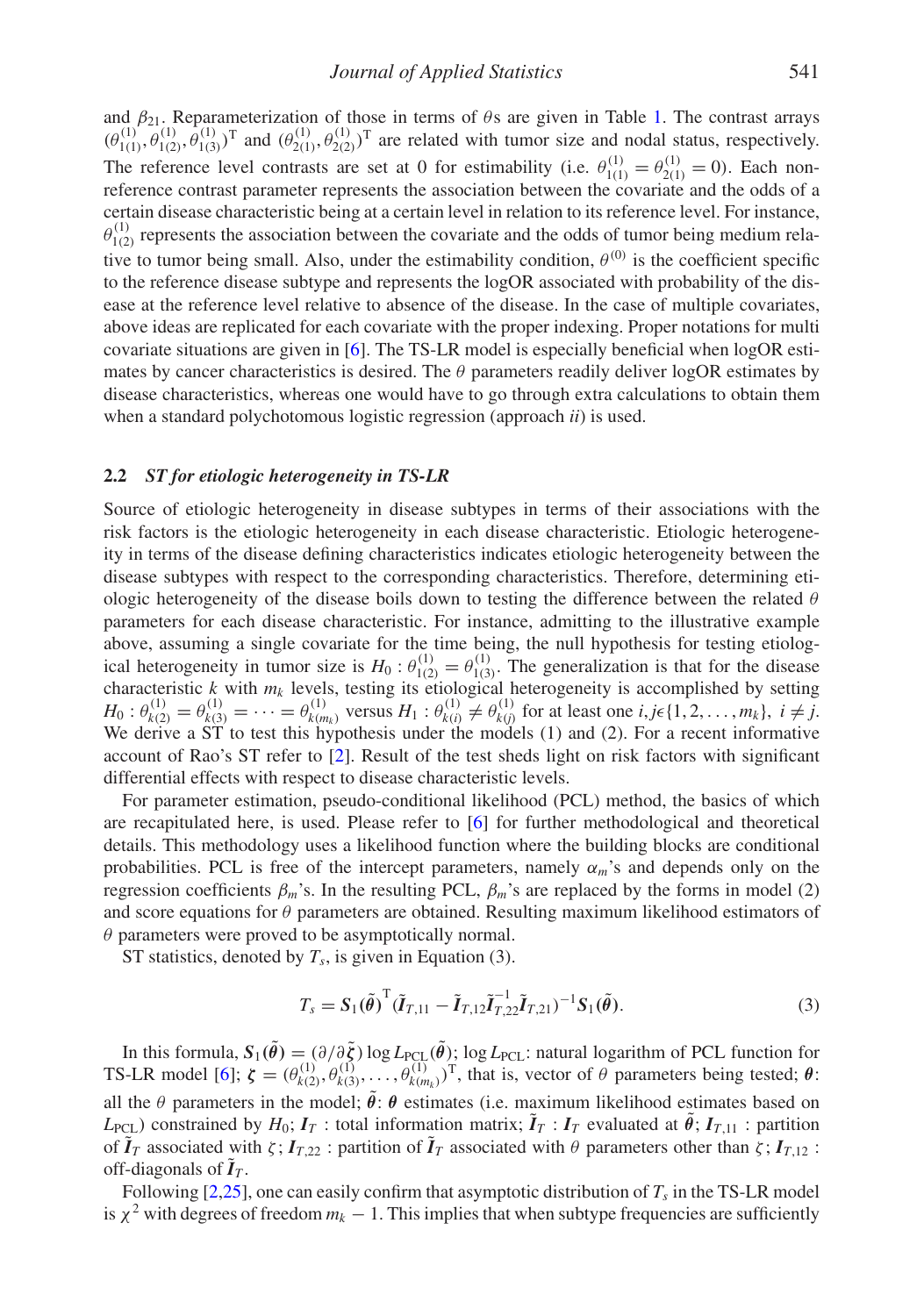and $\beta_{21}$. Reparameterization of those in terms of $\theta$s are given in Table 1. The contrast arrays $(\theta^{(1)}_{1(1)}, \theta^{(1)}_{1(2)}, \theta^{(1)}_{1(3)})^{\mathrm{T}}$ and $(\theta^{(1)}_{2(1)}, \theta^{(1)}_{2(2)})^{\mathrm{T}}$ are related with tumor size and nodal status, respectively. The reference level contrasts are set at 0 for estimability (i.e. $\theta^{(1)}_{1(1)} = \theta^{(1)}_{2(1)} = 0$). Each non-reference contrast parameter represents the association between the covariate and the odds of a certain disease characteristic being at a certain level in relation to its reference level. For instance, $\theta^{(1)}_{1(2)}$ represents the association between the covariate and the odds of tumor being medium relative to tumor being small. Also, under the estimability condition, $\theta^{(0)}$ is the coefficient specific to the reference disease subtype and represents the logOR associated with probability of the disease at the reference level relative to absence of the disease. In the case of multiple covariates, above ideas are replicated for each covariate with the proper indexing. Proper notations for multi covariate situations are given in [6]. The TS-LR model is especially beneficial when logOR estimates by cancer characteristics is desired. The $\theta$ parameters readily deliver logOR estimates by disease characteristics, whereas one would have to go through extra calculations to obtain them when a standard polychotomous logistic regression (approach *ii*) is used.

## 2.2 *ST for etiologic heterogeneity in TS-LR*

Source of etiologic heterogeneity in disease subtypes in terms of their associations with the risk factors is the etiologic heterogeneity in each disease characteristic. Etiologic heterogeneity in terms of the disease defining characteristics indicates etiologic heterogeneity between the disease subtypes with respect to the corresponding characteristics. Therefore, determining etiologic heterogeneity of the disease boils down to testing the difference between the related $\theta$ parameters for each disease characteristic. For instance, admitting to the illustrative example above, assuming a single covariate for the time being, the null hypothesis for testing etiological heterogeneity in tumor size is $H_0 : \theta^{(1)}_{1(2)} = \theta^{(1)}_{1(3)}$. The generalization is that for the disease characteristic $k$ with $m_k$ levels, testing its etiological heterogeneity is accomplished by setting $H_0 : \theta^{(1)}_{k(2)} = \theta^{(1)}_{k(3)} = \cdots = \theta^{(1)}_{k(m_k)}$ versus $H_1 : \theta^{(1)}_{k(i)} \neq \theta^{(1)}_{k(j)}$ for at least one $i, j \epsilon \{1, 2, \ldots, m_k\}$, $i \neq j$. We derive a ST to test this hypothesis under the models (1) and (2). For a recent informative account of Rao's ST refer to [2]. Result of the test sheds light on risk factors with significant differential effects with respect to disease characteristic levels.

For parameter estimation, pseudo-conditional likelihood (PCL) method, the basics of which are recapitulated here, is used. Please refer to [6] for further methodological and theoretical details. This methodology uses a likelihood function where the building blocks are conditional probabilities. PCL is free of the intercept parameters, namely $\alpha_m$'s and depends only on the regression coefficients $\beta_m$'s. In the resulting PCL, $\beta_m$'s are replaced by the forms in model (2) and score equations for $\theta$ parameters are obtained. Resulting maximum likelihood estimators of $\theta$ parameters were proved to be asymptotically normal.

ST statistics, denoted by $T_s$, is given in Equation (3).

$$T_s = \boldsymbol{S}_1(\tilde{\boldsymbol{\theta}})^{\mathrm{T}} (\tilde{\boldsymbol{I}}_{T,11} - \tilde{\boldsymbol{I}}_{T,12} \tilde{\boldsymbol{I}}^{-1}_{T,22} \tilde{\boldsymbol{I}}_{T,21})^{-1} \boldsymbol{S}_1(\tilde{\boldsymbol{\theta}}). \tag{3}$$

In this formula, $\boldsymbol{S}_1(\tilde{\boldsymbol{\theta}}) = (\partial/\partial\tilde{\boldsymbol{\zeta}}) \log L_{\mathrm{PCL}}(\tilde{\boldsymbol{\theta}})$; $\log L_{\mathrm{PCL}}$: natural logarithm of PCL function for TS-LR model [6]; $\boldsymbol{\zeta} = (\theta^{(1)}_{k(2)}, \theta^{(1)}_{k(3)}, \ldots, \theta^{(1)}_{k(m_k)})^{\mathrm{T}}$, that is, vector of $\theta$ parameters being tested; $\boldsymbol{\theta}$: all the $\theta$ parameters in the model; $\tilde{\boldsymbol{\theta}}$: $\boldsymbol{\theta}$ estimates (i.e. maximum likelihood estimates based on $L_{\mathrm{PCL}}$) constrained by $H_0$; $\boldsymbol{I}_T$ : total information matrix; $\tilde{\boldsymbol{I}}_T$ : $\boldsymbol{I}_T$ evaluated at $\tilde{\boldsymbol{\theta}}$; $\boldsymbol{I}_{T,11}$ : partition of $\tilde{\boldsymbol{I}}_T$ associated with $\zeta$; $\boldsymbol{I}_{T,22}$ : partition of $\tilde{\boldsymbol{I}}_T$ associated with $\theta$ parameters other than $\zeta$; $\boldsymbol{I}_{T,12}$ : off-diagonals of $\tilde{\boldsymbol{I}}_T$.

Following [2,25], one can easily confirm that asymptotic distribution of $T_s$ in the TS-LR model is $\chi^2$ with degrees of freedom $m_k - 1$. This implies that when subtype frequencies are sufficiently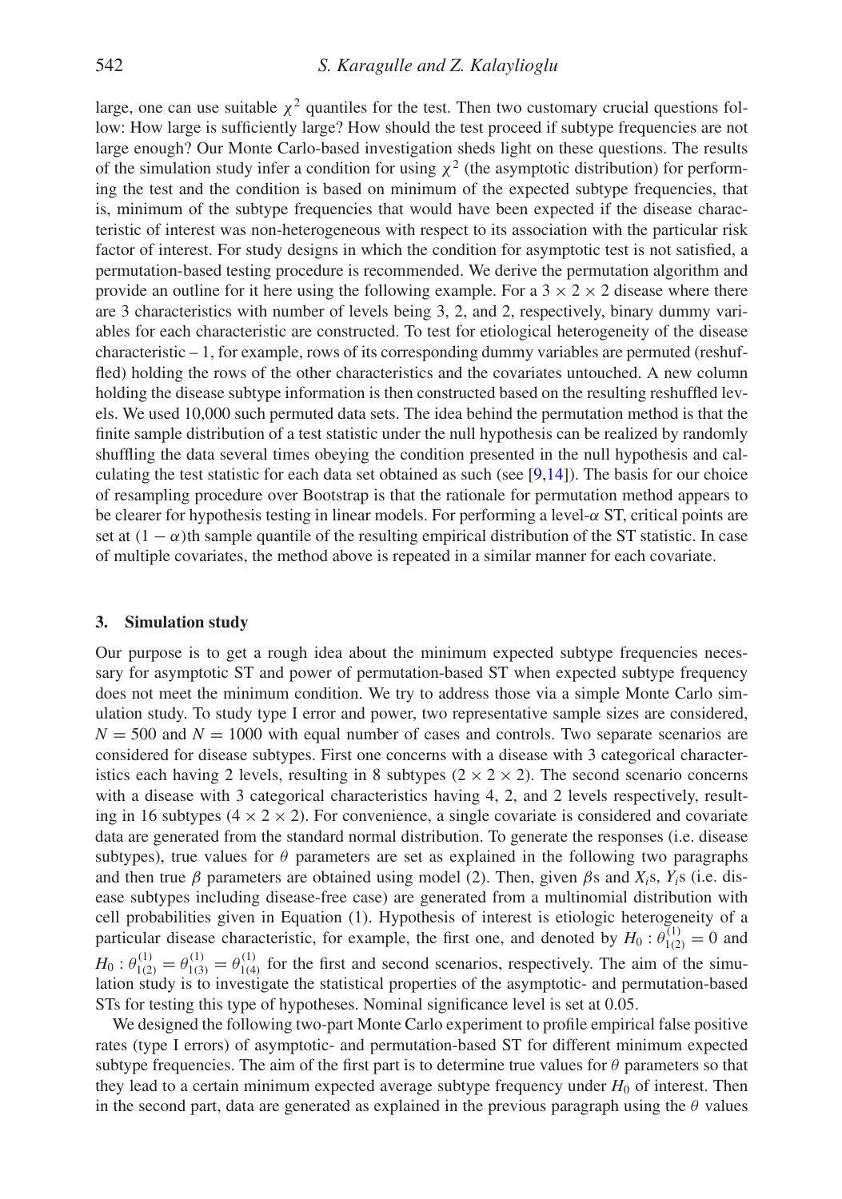large, one can use suitable $\chi^2$ quantiles for the test. Then two customary crucial questions follow: How large is sufficiently large? How should the test proceed if subtype frequencies are not large enough? Our Monte Carlo-based investigation sheds light on these questions. The results of the simulation study infer a condition for using $\chi^2$ (the asymptotic distribution) for performing the test and the condition is based on minimum of the expected subtype frequencies, that is, minimum of the subtype frequencies that would have been expected if the disease characteristic of interest was non-heterogeneous with respect to its association with the particular risk factor of interest. For study designs in which the condition for asymptotic test is not satisfied, a permutation-based testing procedure is recommended. We derive the permutation algorithm and provide an outline for it here using the following example. For a $3 \times 2 \times 2$ disease where there are 3 characteristics with number of levels being 3, 2, and 2, respectively, binary dummy variables for each characteristic are constructed. To test for etiological heterogeneity of the disease characteristic – 1, for example, rows of its corresponding dummy variables are permuted (reshuffled) holding the rows of the other characteristics and the covariates untouched. A new column holding the disease subtype information is then constructed based on the resulting reshuffled levels. We used 10,000 such permuted data sets. The idea behind the permutation method is that the finite sample distribution of a test statistic under the null hypothesis can be realized by randomly shuffling the data several times obeying the condition presented in the null hypothesis and calculating the test statistic for each data set obtained as such (see [9,14]). The basis for our choice of resampling procedure over Bootstrap is that the rationale for permutation method appears to be clearer for hypothesis testing in linear models. For performing a level-$\alpha$ ST, critical points are set at $(1-\alpha)$th sample quantile of the resulting empirical distribution of the ST statistic. In case of multiple covariates, the method above is repeated in a similar manner for each covariate.

## 3. Simulation study

Our purpose is to get a rough idea about the minimum expected subtype frequencies necessary for asymptotic ST and power of permutation-based ST when expected subtype frequency does not meet the minimum condition. We try to address those via a simple Monte Carlo simulation study. To study type I error and power, two representative sample sizes are considered, $N = 500$ and $N = 1000$ with equal number of cases and controls. Two separate scenarios are considered for disease subtypes. First one concerns with a disease with 3 categorical characteristics each having 2 levels, resulting in 8 subtypes $(2 \times 2 \times 2)$. The second scenario concerns with a disease with 3 categorical characteristics having 4, 2, and 2 levels respectively, resulting in 16 subtypes $(4 \times 2 \times 2)$. For convenience, a single covariate is considered and covariate data are generated from the standard normal distribution. To generate the responses (i.e. disease subtypes), true values for $\theta$ parameters are set as explained in the following two paragraphs and then true $\beta$ parameters are obtained using model (2). Then, given $\beta$s and $X_i$s, $Y_i$s (i.e. disease subtypes including disease-free case) are generated from a multinomial distribution with cell probabilities given in Equation (1). Hypothesis of interest is etiologic heterogeneity of a particular disease characteristic, for example, the first one, and denoted by $H_0 : \theta^{(1)}_{1(2)} = 0$ and $H_0 : \theta^{(1)}_{1(2)} = \theta^{(1)}_{1(3)} = \theta^{(1)}_{1(4)}$ for the first and second scenarios, respectively. The aim of the simulation study is to investigate the statistical properties of the asymptotic- and permutation-based STs for testing this type of hypotheses. Nominal significance level is set at 0.05.

We designed the following two-part Monte Carlo experiment to profile empirical false positive rates (type I errors) of asymptotic- and permutation-based ST for different minimum expected subtype frequencies. The aim of the first part is to determine true values for $\theta$ parameters so that they lead to a certain minimum expected average subtype frequency under $H_0$ of interest. Then in the second part, data are generated as explained in the previous paragraph using the $\theta$ values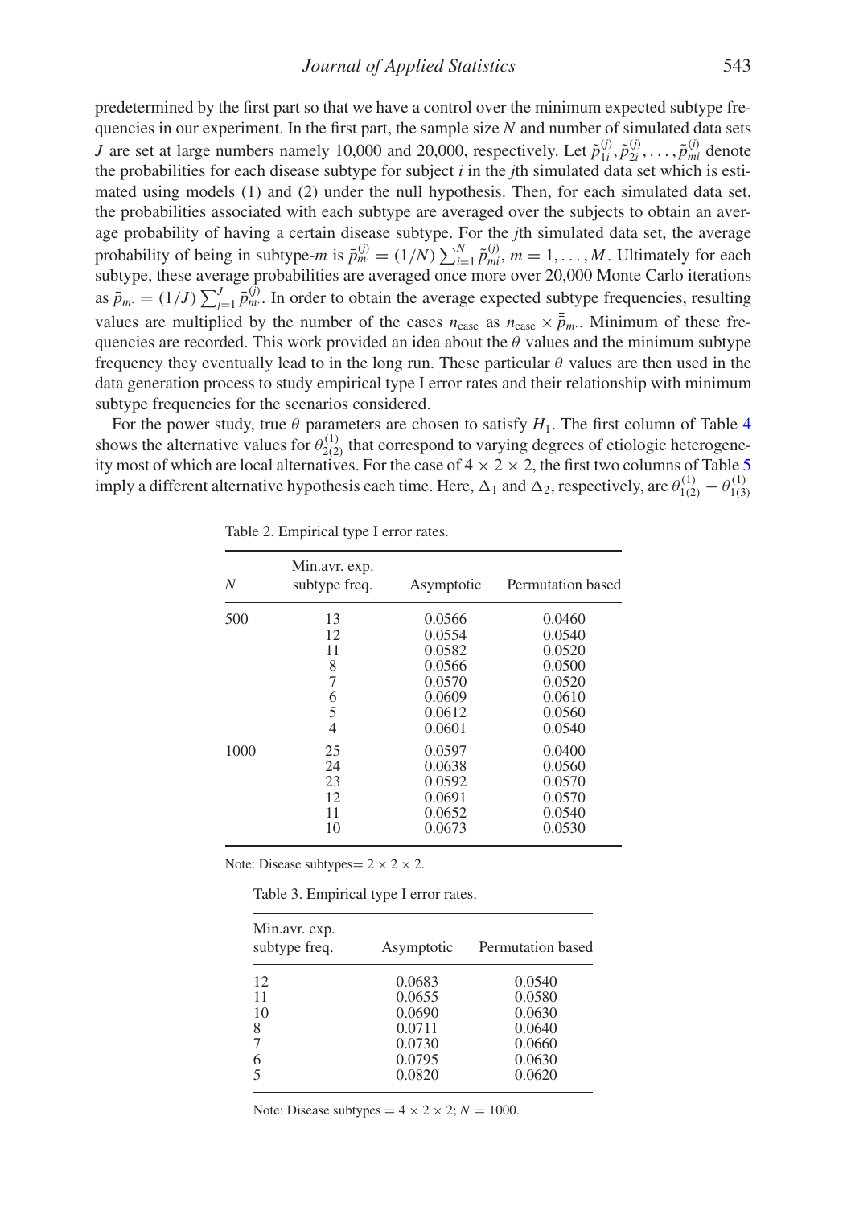predetermined by the first part so that we have a control over the minimum expected subtype frequencies in our experiment. In the first part, the sample size $N$ and number of simulated data sets $J$ are set at large numbers namely 10,000 and 20,000, respectively. Let $\tilde{p}_{1i}^{(j)}, \tilde{p}_{2i}^{(j)}, \ldots, \tilde{p}_{mi}^{(j)}$ denote the probabilities for each disease subtype for subject $i$ in the $j$th simulated data set which is estimated using models (1) and (2) under the null hypothesis. Then, for each simulated data set, the probabilities associated with each subtype are averaged over the subjects to obtain an average probability of having a certain disease subtype. For the $j$th simulated data set, the average probability of being in subtype-$m$ is $\bar{p}_{m\cdot}^{(j)} = (1/N)\sum_{i=1}^{N} \tilde{p}_{mi}^{(j)}$, $m = 1, \ldots, M$. Ultimately for each subtype, these average probabilities are averaged once more over 20,000 Monte Carlo iterations as $\bar{\bar{p}}_{m\cdot} = (1/J)\sum_{j=1}^{J} \bar{p}_{m\cdot}^{(j)}$. In order to obtain the average expected subtype frequencies, resulting values are multiplied by the number of the cases $n_{\text{case}}$ as $n_{\text{case}} \times \bar{\bar{p}}_{m\cdot}$. Minimum of these frequencies are recorded. This work provided an idea about the $\theta$ values and the minimum subtype frequency they eventually lead to in the long run. These particular $\theta$ values are then used in the data generation process to study empirical type I error rates and their relationship with minimum subtype frequencies for the scenarios considered.

For the power study, true $\theta$ parameters are chosen to satisfy $H_1$. The first column of Table 4 shows the alternative values for $\theta_{2(2)}^{(1)}$ that correspond to varying degrees of etiologic heterogeneity most of which are local alternatives. For the case of $4 \times 2 \times 2$, the first two columns of Table 5 imply a different alternative hypothesis each time. Here, $\Delta_1$ and $\Delta_2$, respectively, are $\theta_{1(2)}^{(1)} - \theta_{1(3)}^{(1)}$

Table 2. Empirical type I error rates.

| $N$ | Min.avr. exp. subtype freq. | Asymptotic | Permutation based |
|---|---|---|---|
| 500 | 13 | 0.0566 | 0.0460 |
| | 12 | 0.0554 | 0.0540 |
| | 11 | 0.0582 | 0.0520 |
| | 8 | 0.0566 | 0.0500 |
| | 7 | 0.0570 | 0.0520 |
| | 6 | 0.0609 | 0.0610 |
| | 5 | 0.0612 | 0.0560 |
| | 4 | 0.0601 | 0.0540 |
| 1000 | 25 | 0.0597 | 0.0400 |
| | 24 | 0.0638 | 0.0560 |
| | 23 | 0.0592 | 0.0570 |
| | 12 | 0.0691 | 0.0570 |
| | 11 | 0.0652 | 0.0540 |
| | 10 | 0.0673 | 0.0530 |

Note: Disease subtypes$= 2 \times 2 \times 2$.

Table 3. Empirical type I error rates.

| Min.avr. exp. subtype freq. | Asymptotic | Permutation based |
|---|---|---|
| 12 | 0.0683 | 0.0540 |
| 11 | 0.0655 | 0.0580 |
| 10 | 0.0690 | 0.0630 |
| 8 | 0.0711 | 0.0640 |
| 7 | 0.0730 | 0.0660 |
| 6 | 0.0795 | 0.0630 |
| 5 | 0.0820 | 0.0620 |

Note: Disease subtypes $= 4 \times 2 \times 2$; $N = 1000$.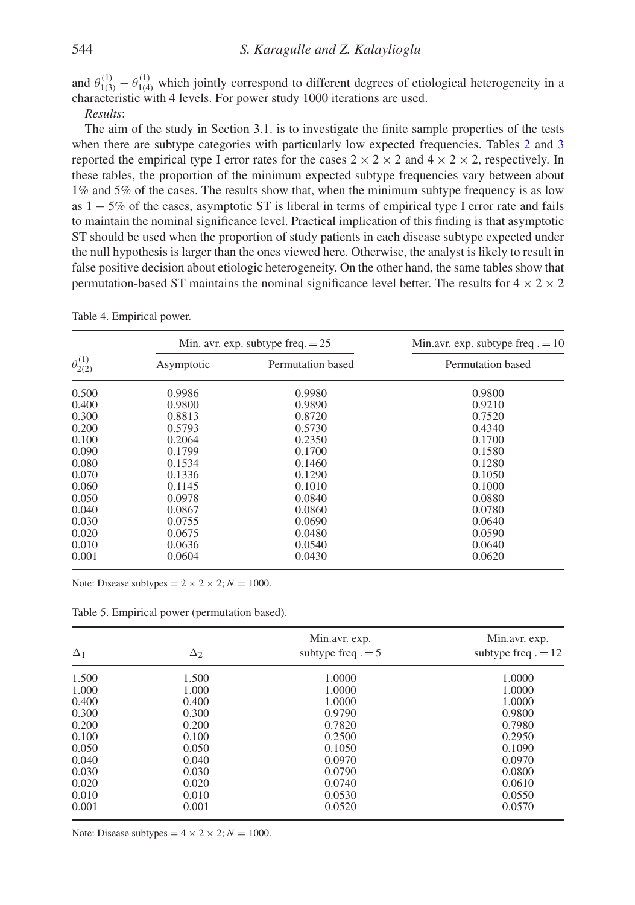and $\theta^{(1)}_{1(3)} - \theta^{(1)}_{1(4)}$ which jointly correspond to different degrees of etiological heterogeneity in a characteristic with 4 levels. For power study 1000 iterations are used.

*Results*:

The aim of the study in Section 3.1. is to investigate the finite sample properties of the tests when there are subtype categories with particularly low expected frequencies. Tables 2 and 3 reported the empirical type I error rates for the cases $2 \times 2 \times 2$ and $4 \times 2 \times 2$, respectively. In these tables, the proportion of the minimum expected subtype frequencies vary between about 1% and 5% of the cases. The results show that, when the minimum subtype frequency is as low as $1 - 5$% of the cases, asymptotic ST is liberal in terms of empirical type I error rate and fails to maintain the nominal significance level. Practical implication of this finding is that asymptotic ST should be used when the proportion of study patients in each disease subtype expected under the null hypothesis is larger than the ones viewed here. Otherwise, the analyst is likely to result in false positive decision about etiologic heterogeneity. On the other hand, the same tables show that permutation-based ST maintains the nominal significance level better. The results for $4 \times 2 \times 2$

Table 4. Empirical power.

| | Min. avr. exp. subtype freq. = 25 | | Min.avr. exp. subtype freq . = 10 |
|---|---|---|---|
| $\theta^{(1)}_{2(2)}$ | Asymptotic | Permutation based | Permutation based |
| 0.500 | 0.9986 | 0.9980 | 0.9800 |
| 0.400 | 0.9800 | 0.9890 | 0.9210 |
| 0.300 | 0.8813 | 0.8720 | 0.7520 |
| 0.200 | 0.5793 | 0.5730 | 0.4340 |
| 0.100 | 0.2064 | 0.2350 | 0.1700 |
| 0.090 | 0.1799 | 0.1700 | 0.1580 |
| 0.080 | 0.1534 | 0.1460 | 0.1280 |
| 0.070 | 0.1336 | 0.1290 | 0.1050 |
| 0.060 | 0.1145 | 0.1010 | 0.1000 |
| 0.050 | 0.0978 | 0.0840 | 0.0880 |
| 0.040 | 0.0867 | 0.0860 | 0.0780 |
| 0.030 | 0.0755 | 0.0690 | 0.0640 |
| 0.020 | 0.0675 | 0.0480 | 0.0590 |
| 0.010 | 0.0636 | 0.0540 | 0.0640 |
| 0.001 | 0.0604 | 0.0430 | 0.0620 |

Note: Disease subtypes = $2 \times 2 \times 2$; $N = 1000$.

Table 5. Empirical power (permutation based).

| $\Delta_1$ | $\Delta_2$ | Min.avr. exp. subtype freq . = 5 | Min.avr. exp. subtype freq . = 12 |
|---|---|---|---|
| 1.500 | 1.500 | 1.0000 | 1.0000 |
| 1.000 | 1.000 | 1.0000 | 1.0000 |
| 0.400 | 0.400 | 1.0000 | 1.0000 |
| 0.300 | 0.300 | 0.9790 | 0.9800 |
| 0.200 | 0.200 | 0.7820 | 0.7980 |
| 0.100 | 0.100 | 0.2500 | 0.2950 |
| 0.050 | 0.050 | 0.1050 | 0.1090 |
| 0.040 | 0.040 | 0.0970 | 0.0970 |
| 0.030 | 0.030 | 0.0790 | 0.0800 |
| 0.020 | 0.020 | 0.0740 | 0.0610 |
| 0.010 | 0.010 | 0.0530 | 0.0550 |
| 0.001 | 0.001 | 0.0520 | 0.0570 |

Note: Disease subtypes = $4 \times 2 \times 2$; $N = 1000$.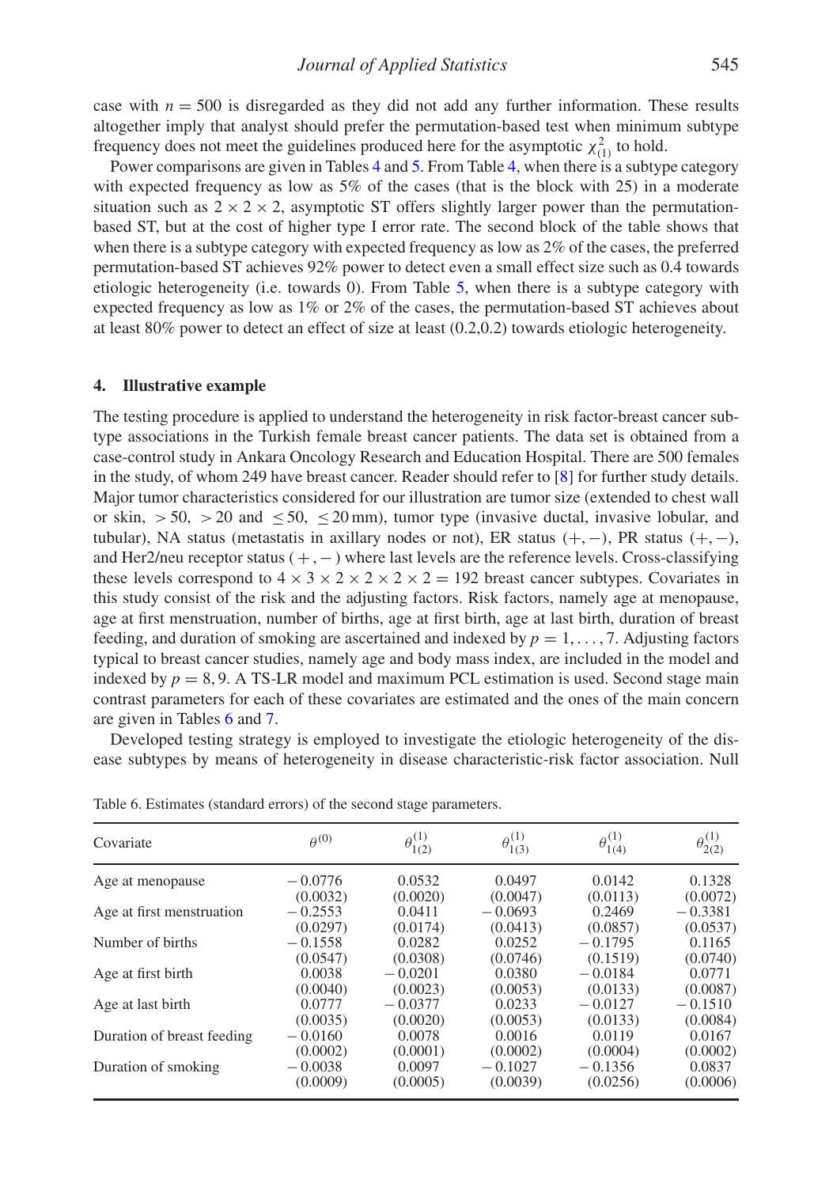case with $n = 500$ is disregarded as they did not add any further information. These results altogether imply that analyst should prefer the permutation-based test when minimum subtype frequency does not meet the guidelines produced here for the asymptotic $\chi^2_{(1)}$ to hold.

Power comparisons are given in Tables 4 and 5. From Table 4, when there is a subtype category with expected frequency as low as 5% of the cases (that is the block with 25) in a moderate situation such as $2 \times 2 \times 2$, asymptotic ST offers slightly larger power than the permutation-based ST, but at the cost of higher type I error rate. The second block of the table shows that when there is a subtype category with expected frequency as low as 2% of the cases, the preferred permutation-based ST achieves 92% power to detect even a small effect size such as 0.4 towards etiologic heterogeneity (i.e. towards 0). From Table 5, when there is a subtype category with expected frequency as low as 1% or 2% of the cases, the permutation-based ST achieves about at least 80% power to detect an effect of size at least (0.2,0.2) towards etiologic heterogeneity.

## 4. Illustrative example

The testing procedure is applied to understand the heterogeneity in risk factor-breast cancer subtype associations in the Turkish female breast cancer patients. The data set is obtained from a case-control study in Ankara Oncology Research and Education Hospital. There are 500 females in the study, of whom 249 have breast cancer. Reader should refer to [8] for further study details. Major tumor characteristics considered for our illustration are tumor size (extended to chest wall or skin, $>50$, $>20$ and $\leq 50$, $\leq 20$ mm), tumor type (invasive ductal, invasive lobular, and tubular), NA status (metastatis in axillary nodes or not), ER status $(+,-)$, PR status $(+,-)$, and Her2/neu receptor status $(+,-)$ where last levels are the reference levels. Cross-classifying these levels correspond to $4 \times 3 \times 2 \times 2 \times 2 = 192$ breast cancer subtypes. Covariates in this study consist of the risk and the adjusting factors. Risk factors, namely age at menopause, age at first menstruation, number of births, age at first birth, age at last birth, duration of breast feeding, and duration of smoking are ascertained and indexed by $p = 1, \ldots, 7$. Adjusting factors typical to breast cancer studies, namely age and body mass index, are included in the model and indexed by $p = 8, 9$. A TS-LR model and maximum PCL estimation is used. Second stage main contrast parameters for each of these covariates are estimated and the ones of the main concern are given in Tables 6 and 7.

Developed testing strategy is employed to investigate the etiologic heterogeneity of the disease subtypes by means of heterogeneity in disease characteristic-risk factor association. Null

Table 6. Estimates (standard errors) of the second stage parameters.

| Covariate | $\theta^{(0)}$ | $\theta^{(1)}_{1(2)}$ | $\theta^{(1)}_{1(3)}$ | $\theta^{(1)}_{1(4)}$ | $\theta^{(1)}_{2(2)}$ |
|---|---|---|---|---|---|
| Age at menopause | −0.0776 | 0.0532 | 0.0497 | 0.0142 | 0.1328 |
| | (0.0032) | (0.0020) | (0.0047) | (0.0113) | (0.0072) |
| Age at first menstruation | −0.2553 | 0.0411 | −0.0693 | 0.2469 | −0.3381 |
| | (0.0297) | (0.0174) | (0.0413) | (0.0857) | (0.0537) |
| Number of births | −0.1558 | 0.0282 | 0.0252 | −0.1795 | 0.1165 |
| | (0.0547) | (0.0308) | (0.0746) | (0.1519) | (0.0740) |
| Age at first birth | 0.0038 | −0.0201 | 0.0380 | −0.0184 | 0.0771 |
| | (0.0040) | (0.0023) | (0.0053) | (0.0133) | (0.0087) |
| Age at last birth | 0.0777 | −0.0377 | 0.0233 | −0.0127 | −0.1510 |
| | (0.0035) | (0.0020) | (0.0053) | (0.0133) | (0.0084) |
| Duration of breast feeding | −0.0160 | 0.0078 | 0.0016 | 0.0119 | 0.0167 |
| | (0.0002) | (0.0001) | (0.0002) | (0.0004) | (0.0002) |
| Duration of smoking | −0.0038 | 0.0097 | −0.1027 | −0.1356 | 0.0837 |
| | (0.0009) | (0.0005) | (0.0039) | (0.0256) | (0.0006) |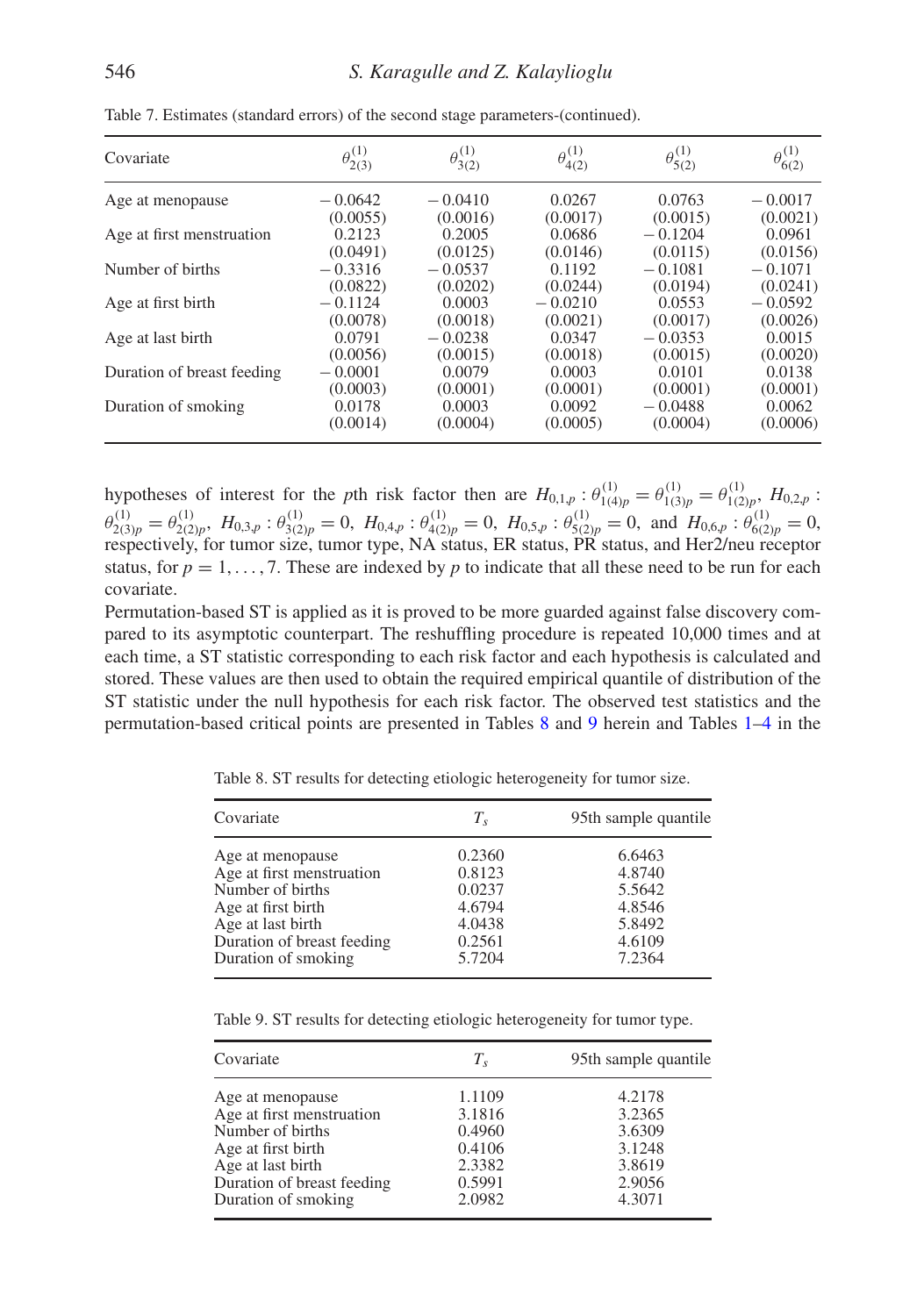Table 7. Estimates (standard errors) of the second stage parameters-(continued).

| Covariate | $\theta^{(1)}_{2(3)}$ | $\theta^{(1)}_{3(2)}$ | $\theta^{(1)}_{4(2)}$ | $\theta^{(1)}_{5(2)}$ | $\theta^{(1)}_{6(2)}$ |
|---|---|---|---|---|---|
| Age at menopause | −0.0642 | −0.0410 | 0.0267 | 0.0763 | −0.0017 |
| | (0.0055) | (0.0016) | (0.0017) | (0.0015) | (0.0021) |
| Age at first menstruation | 0.2123 | 0.2005 | 0.0686 | −0.1204 | 0.0961 |
| | (0.0491) | (0.0125) | (0.0146) | (0.0115) | (0.0156) |
| Number of births | −0.3316 | −0.0537 | 0.1192 | −0.1081 | −0.1071 |
| | (0.0822) | (0.0202) | (0.0244) | (0.0194) | (0.0241) |
| Age at first birth | −0.1124 | 0.0003 | −0.0210 | 0.0553 | −0.0592 |
| | (0.0078) | (0.0018) | (0.0021) | (0.0017) | (0.0026) |
| Age at last birth | 0.0791 | −0.0238 | 0.0347 | −0.0353 | 0.0015 |
| | (0.0056) | (0.0015) | (0.0018) | (0.0015) | (0.0020) |
| Duration of breast feeding | −0.0001 | 0.0079 | 0.0003 | 0.0101 | 0.0138 |
| | (0.0003) | (0.0001) | (0.0001) | (0.0001) | (0.0001) |
| Duration of smoking | 0.0178 | 0.0003 | 0.0092 | −0.0488 | 0.0062 |
| | (0.0014) | (0.0004) | (0.0005) | (0.0004) | (0.0006) |

hypotheses of interest for the $p$th risk factor then are $H_{0,1,p} : \theta^{(1)}_{1(4)p} = \theta^{(1)}_{1(3)p} = \theta^{(1)}_{1(2)p}$, $H_{0,2,p} : \theta^{(1)}_{2(3)p} = \theta^{(1)}_{2(2)p}$, $H_{0,3,p} : \theta^{(1)}_{3(2)p} = 0$, $H_{0,4,p} : \theta^{(1)}_{4(2)p} = 0$, $H_{0,5,p} : \theta^{(1)}_{5(2)p} = 0$, and $H_{0,6,p} : \theta^{(1)}_{6(2)p} = 0$, respectively, for tumor size, tumor type, NA status, ER status, PR status, and Her2/neu receptor status, for $p = 1, \ldots, 7$. These are indexed by $p$ to indicate that all these need to be run for each covariate.

Permutation-based ST is applied as it is proved to be more guarded against false discovery compared to its asymptotic counterpart. The reshuffling procedure is repeated 10,000 times and at each time, a ST statistic corresponding to each risk factor and each hypothesis is calculated and stored. These values are then used to obtain the required empirical quantile of distribution of the ST statistic under the null hypothesis for each risk factor. The observed test statistics and the permutation-based critical points are presented in Tables 8 and 9 herein and Tables 1–4 in the

Table 8. ST results for detecting etiologic heterogeneity for tumor size.

| Covariate | $T_s$ | 95th sample quantile |
|---|---|---|
| Age at menopause | 0.2360 | 6.6463 |
| Age at first menstruation | 0.8123 | 4.8740 |
| Number of births | 0.0237 | 5.5642 |
| Age at first birth | 4.6794 | 4.8546 |
| Age at last birth | 4.0438 | 5.8492 |
| Duration of breast feeding | 0.2561 | 4.6109 |
| Duration of smoking | 5.7204 | 7.2364 |

Table 9. ST results for detecting etiologic heterogeneity for tumor type.

| Covariate | $T_s$ | 95th sample quantile |
|---|---|---|
| Age at menopause | 1.1109 | 4.2178 |
| Age at first menstruation | 3.1816 | 3.2365 |
| Number of births | 0.4960 | 3.6309 |
| Age at first birth | 0.4106 | 3.1248 |
| Age at last birth | 2.3382 | 3.8619 |
| Duration of breast feeding | 0.5991 | 2.9056 |
| Duration of smoking | 2.0982 | 4.3071 |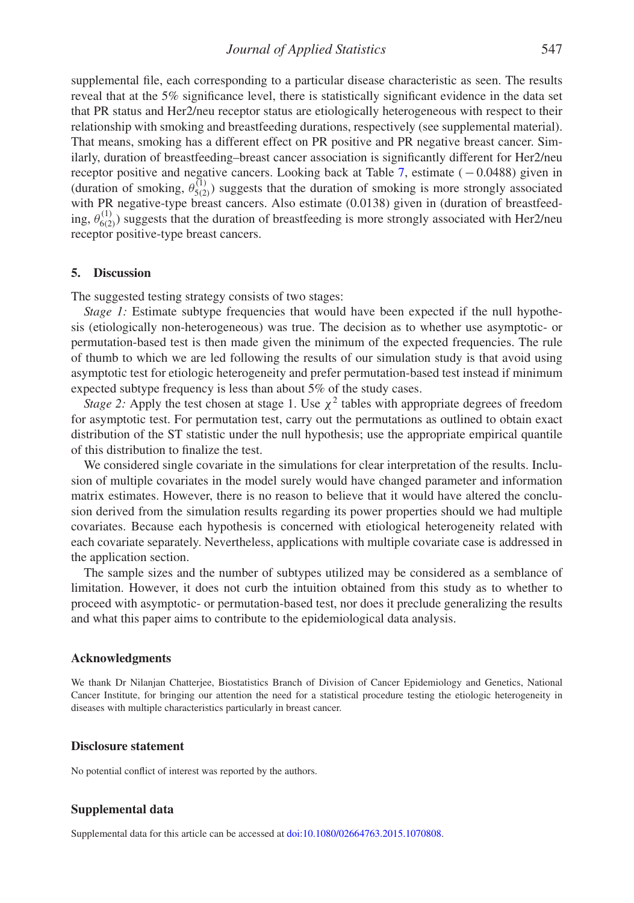supplemental file, each corresponding to a particular disease characteristic as seen. The results reveal that at the 5% significance level, there is statistically significant evidence in the data set that PR status and Her2/neu receptor status are etiologically heterogeneous with respect to their relationship with smoking and breastfeeding durations, respectively (see supplemental material). That means, smoking has a different effect on PR positive and PR negative breast cancer. Similarly, duration of breastfeeding–breast cancer association is significantly different for Her2/neu receptor positive and negative cancers. Looking back at Table 7, estimate ($-0.0488$) given in (duration of smoking, $\theta^{(1)}_{5(2)}$) suggests that the duration of smoking is more strongly associated with PR negative-type breast cancers. Also estimate (0.0138) given in (duration of breastfeeding, $\theta^{(1)}_{6(2)}$) suggests that the duration of breastfeeding is more strongly associated with Her2/neu receptor positive-type breast cancers.

## 5. Discussion

The suggested testing strategy consists of two stages:

*Stage 1:* Estimate subtype frequencies that would have been expected if the null hypothesis (etiologically non-heterogeneous) was true. The decision as to whether use asymptotic- or permutation-based test is then made given the minimum of the expected frequencies. The rule of thumb to which we are led following the results of our simulation study is that avoid using asymptotic test for etiologic heterogeneity and prefer permutation-based test instead if minimum expected subtype frequency is less than about 5% of the study cases.

*Stage 2:* Apply the test chosen at stage 1. Use $\chi^2$ tables with appropriate degrees of freedom for asymptotic test. For permutation test, carry out the permutations as outlined to obtain exact distribution of the ST statistic under the null hypothesis; use the appropriate empirical quantile of this distribution to finalize the test.

We considered single covariate in the simulations for clear interpretation of the results. Inclusion of multiple covariates in the model surely would have changed parameter and information matrix estimates. However, there is no reason to believe that it would have altered the conclusion derived from the simulation results regarding its power properties should we had multiple covariates. Because each hypothesis is concerned with etiological heterogeneity related with each covariate separately. Nevertheless, applications with multiple covariate case is addressed in the application section.

The sample sizes and the number of subtypes utilized may be considered as a semblance of limitation. However, it does not curb the intuition obtained from this study as to whether to proceed with asymptotic- or permutation-based test, nor does it preclude generalizing the results and what this paper aims to contribute to the epidemiological data analysis.

## Acknowledgments

We thank Dr Nilanjan Chatterjee, Biostatistics Branch of Division of Cancer Epidemiology and Genetics, National Cancer Institute, for bringing our attention the need for a statistical procedure testing the etiologic heterogeneity in diseases with multiple characteristics particularly in breast cancer.

## Disclosure statement

No potential conflict of interest was reported by the authors.

## Supplemental data

Supplemental data for this article can be accessed at doi:10.1080/02664763.2015.1070808.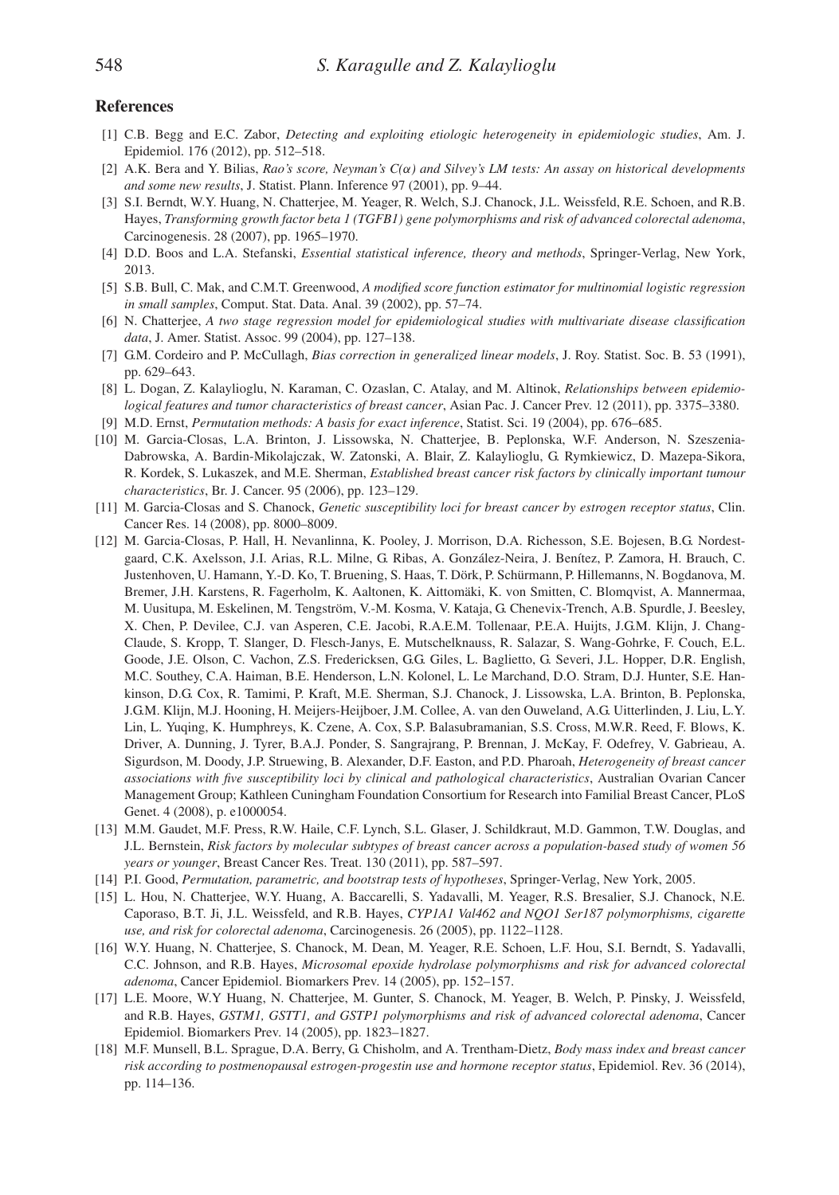## References

[1] C.B. Begg and E.C. Zabor, *Detecting and exploiting etiologic heterogeneity in epidemiologic studies*, Am. J. Epidemiol. 176 (2012), pp. 512–518.

[2] A.K. Bera and Y. Bilias, *Rao's score, Neyman's C(α) and Silvey's LM tests: An assay on historical developments and some new results*, J. Statist. Plann. Inference 97 (2001), pp. 9–44.

[3] S.I. Berndt, W.Y. Huang, N. Chatterjee, M. Yeager, R. Welch, S.J. Chanock, J.L. Weissfeld, R.E. Schoen, and R.B. Hayes, *Transforming growth factor beta 1 (TGFB1) gene polymorphisms and risk of advanced colorectal adenoma*, Carcinogenesis. 28 (2007), pp. 1965–1970.

[4] D.D. Boos and L.A. Stefanski, *Essential statistical inference, theory and methods*, Springer-Verlag, New York, 2013.

[5] S.B. Bull, C. Mak, and C.M.T. Greenwood, *A modified score function estimator for multinomial logistic regression in small samples*, Comput. Stat. Data. Anal. 39 (2002), pp. 57–74.

[6] N. Chatterjee, *A two stage regression model for epidemiological studies with multivariate disease classification data*, J. Amer. Statist. Assoc. 99 (2004), pp. 127–138.

[7] G.M. Cordeiro and P. McCullagh, *Bias correction in generalized linear models*, J. Roy. Statist. Soc. B. 53 (1991), pp. 629–643.

[8] L. Dogan, Z. Kalaylioglu, N. Karaman, C. Ozaslan, C. Atalay, and M. Altinok, *Relationships between epidemiological features and tumor characteristics of breast cancer*, Asian Pac. J. Cancer Prev. 12 (2011), pp. 3375–3380.

[9] M.D. Ernst, *Permutation methods: A basis for exact inference*, Statist. Sci. 19 (2004), pp. 676–685.

[10] M. Garcia-Closas, L.A. Brinton, J. Lissowska, N. Chatterjee, B. Peplonska, W.F. Anderson, N. Szeszenia-Dabrowska, A. Bardin-Mikolajczak, W. Zatonski, A. Blair, Z. Kalaylioglu, G. Rymkiewicz, D. Mazepa-Sikora, R. Kordek, S. Lukaszek, and M.E. Sherman, *Established breast cancer risk factors by clinically important tumour characteristics*, Br. J. Cancer. 95 (2006), pp. 123–129.

[11] M. Garcia-Closas and S. Chanock, *Genetic susceptibility loci for breast cancer by estrogen receptor status*, Clin. Cancer Res. 14 (2008), pp. 8000–8009.

[12] M. Garcia-Closas, P. Hall, H. Nevanlinna, K. Pooley, J. Morrison, D.A. Richesson, S.E. Bojesen, B.G. Nordestgaard, C.K. Axelsson, J.I. Arias, R.L. Milne, G. Ribas, A. González-Neira, J. Benítez, P. Zamora, H. Brauch, C. Justenhoven, U. Hamann, Y.-D. Ko, T. Bruening, S. Haas, T. Dörk, P. Schürmann, P. Hillemanns, N. Bogdanova, M. Bremer, J.H. Karstens, R. Fagerholm, K. Aaltonen, K. Aittomäki, K. von Smitten, C. Blomqvist, A. Mannermaa, M. Uusitupa, M. Eskelinen, M. Tengström, V.-M. Kosma, V. Kataja, G. Chenevix-Trench, A.B. Spurdle, J. Beesley, X. Chen, P. Devilee, C.J. van Asperen, C.E. Jacobi, R.A.E.M. Tollenaar, P.E.A. Huijts, J.G.M. Klijn, J. Chang-Claude, S. Kropp, T. Slanger, D. Flesch-Janys, E. Mutschelknauss, R. Salazar, S. Wang-Gohrke, F. Couch, E.L. Goode, J.E. Olson, C. Vachon, Z.S. Fredericksen, G.G. Giles, L. Baglietto, G. Severi, J.L. Hopper, D.R. English, M.C. Southey, C.A. Haiman, B.E. Henderson, L.N. Kolonel, L. Le Marchand, D.O. Stram, D.J. Hunter, S.E. Hankinson, D.G. Cox, R. Tamimi, P. Kraft, M.E. Sherman, S.J. Chanock, J. Lissowska, L.A. Brinton, B. Peplonska, J.G.M. Klijn, M.J. Hooning, H. Meijers-Heijboer, J.M. Collee, A. van den Ouweland, A.G. Uitterlinden, J. Liu, L.Y. Lin, L. Yuqing, K. Humphreys, K. Czene, A. Cox, S.P. Balasubramanian, S.S. Cross, M.W.R. Reed, F. Blows, K. Driver, A. Dunning, J. Tyrer, B.A.J. Ponder, S. Sangrajrang, P. Brennan, J. McKay, F. Odefrey, V. Gabrieau, A. Sigurdson, M. Doody, J.P. Struewing, B. Alexander, D.F. Easton, and P.D. Pharoah, *Heterogeneity of breast cancer associations with five susceptibility loci by clinical and pathological characteristics*, Australian Ovarian Cancer Management Group; Kathleen Cuningham Foundation Consortium for Research into Familial Breast Cancer, PLoS Genet. 4 (2008), p. e1000054.

[13] M.M. Gaudet, M.F. Press, R.W. Haile, C.F. Lynch, S.L. Glaser, J. Schildkraut, M.D. Gammon, T.W. Douglas, and J.L. Bernstein, *Risk factors by molecular subtypes of breast cancer across a population-based study of women 56 years or younger*, Breast Cancer Res. Treat. 130 (2011), pp. 587–597.

[14] P.I. Good, *Permutation, parametric, and bootstrap tests of hypotheses*, Springer-Verlag, New York, 2005.

[15] L. Hou, N. Chatterjee, W.Y. Huang, A. Baccarelli, S. Yadavalli, M. Yeager, R.S. Bresalier, S.J. Chanock, N.E. Caporaso, B.T. Ji, J.L. Weissfeld, and R.B. Hayes, *CYP1A1 Val462 and NQO1 Ser187 polymorphisms, cigarette use, and risk for colorectal adenoma*, Carcinogenesis. 26 (2005), pp. 1122–1128.

[16] W.Y. Huang, N. Chatterjee, S. Chanock, M. Dean, M. Yeager, R.E. Schoen, L.F. Hou, S.I. Berndt, S. Yadavalli, C.C. Johnson, and R.B. Hayes, *Microsomal epoxide hydrolase polymorphisms and risk for advanced colorectal adenoma*, Cancer Epidemiol. Biomarkers Prev. 14 (2005), pp. 152–157.

[17] L.E. Moore, W.Y Huang, N. Chatterjee, M. Gunter, S. Chanock, M. Yeager, B. Welch, P. Pinsky, J. Weissfeld, and R.B. Hayes, *GSTM1, GSTT1, and GSTP1 polymorphisms and risk of advanced colorectal adenoma*, Cancer Epidemiol. Biomarkers Prev. 14 (2005), pp. 1823–1827.

[18] M.F. Munsell, B.L. Sprague, D.A. Berry, G. Chisholm, and A. Trentham-Dietz, *Body mass index and breast cancer risk according to postmenopausal estrogen-progestin use and hormone receptor status*, Epidemiol. Rev. 36 (2014), pp. 114–136.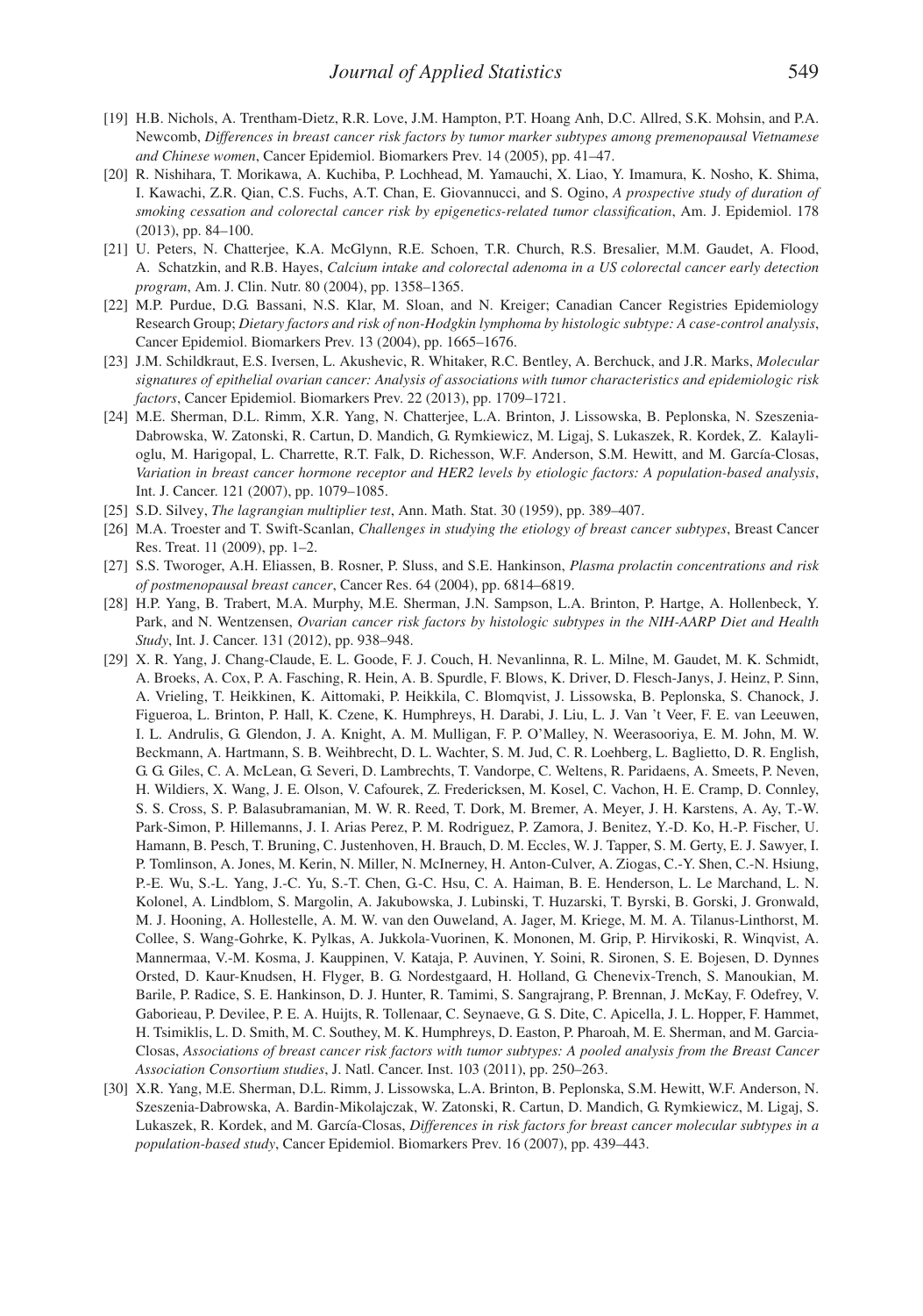[19] H.B. Nichols, A. Trentham-Dietz, R.R. Love, J.M. Hampton, P.T. Hoang Anh, D.C. Allred, S.K. Mohsin, and P.A. Newcomb, *Differences in breast cancer risk factors by tumor marker subtypes among premenopausal Vietnamese and Chinese women*, Cancer Epidemiol. Biomarkers Prev. 14 (2005), pp. 41–47.

[20] R. Nishihara, T. Morikawa, A. Kuchiba, P. Lochhead, M. Yamauchi, X. Liao, Y. Imamura, K. Nosho, K. Shima, I. Kawachi, Z.R. Qian, C.S. Fuchs, A.T. Chan, E. Giovannucci, and S. Ogino, *A prospective study of duration of smoking cessation and colorectal cancer risk by epigenetics-related tumor classification*, Am. J. Epidemiol. 178 (2013), pp. 84–100.

[21] U. Peters, N. Chatterjee, K.A. McGlynn, R.E. Schoen, T.R. Church, R.S. Bresalier, M.M. Gaudet, A. Flood, A. Schatzkin, and R.B. Hayes, *Calcium intake and colorectal adenoma in a US colorectal cancer early detection program*, Am. J. Clin. Nutr. 80 (2004), pp. 1358–1365.

[22] M.P. Purdue, D.G. Bassani, N.S. Klar, M. Sloan, and N. Kreiger; Canadian Cancer Registries Epidemiology Research Group; *Dietary factors and risk of non-Hodgkin lymphoma by histologic subtype: A case-control analysis*, Cancer Epidemiol. Biomarkers Prev. 13 (2004), pp. 1665–1676.

[23] J.M. Schildkraut, E.S. Iversen, L. Akushevic, R. Whitaker, R.C. Bentley, A. Berchuck, and J.R. Marks, *Molecular signatures of epithelial ovarian cancer: Analysis of associations with tumor characteristics and epidemiologic risk factors*, Cancer Epidemiol. Biomarkers Prev. 22 (2013), pp. 1709–1721.

[24] M.E. Sherman, D.L. Rimm, X.R. Yang, N. Chatterjee, L.A. Brinton, J. Lissowska, B. Peplonska, N. Szeszenia-Dabrowska, W. Zatonski, R. Cartun, D. Mandich, G. Rymkiewicz, M. Ligaj, S. Lukaszek, R. Kordek, Z. Kalaylioglu, M. Harigopal, L. Charrette, R.T. Falk, D. Richesson, W.F. Anderson, S.M. Hewitt, and M. García-Closas, *Variation in breast cancer hormone receptor and HER2 levels by etiologic factors: A population-based analysis*, Int. J. Cancer. 121 (2007), pp. 1079–1085.

[25] S.D. Silvey, *The lagrangian multiplier test*, Ann. Math. Stat. 30 (1959), pp. 389–407.

[26] M.A. Troester and T. Swift-Scanlan, *Challenges in studying the etiology of breast cancer subtypes*, Breast Cancer Res. Treat. 11 (2009), pp. 1–2.

[27] S.S. Tworoger, A.H. Eliassen, B. Rosner, P. Sluss, and S.E. Hankinson, *Plasma prolactin concentrations and risk of postmenopausal breast cancer*, Cancer Res. 64 (2004), pp. 6814–6819.

[28] H.P. Yang, B. Trabert, M.A. Murphy, M.E. Sherman, J.N. Sampson, L.A. Brinton, P. Hartge, A. Hollenbeck, Y. Park, and N. Wentzensen, *Ovarian cancer risk factors by histologic subtypes in the NIH-AARP Diet and Health Study*, Int. J. Cancer. 131 (2012), pp. 938–948.

[29] X. R. Yang, J. Chang-Claude, E. L. Goode, F. J. Couch, H. Nevanlinna, R. L. Milne, M. Gaudet, M. K. Schmidt, A. Broeks, A. Cox, P. A. Fasching, R. Hein, A. B. Spurdle, F. Blows, K. Driver, D. Flesch-Janys, J. Heinz, P. Sinn, A. Vrieling, T. Heikkinen, K. Aittomaki, P. Heikkila, C. Blomqvist, J. Lissowska, B. Peplonska, S. Chanock, J. Figueroa, L. Brinton, P. Hall, K. Czene, K. Humphreys, H. Darabi, J. Liu, L. J. Van 't Veer, F. E. van Leeuwen, I. L. Andrulis, G. Glendon, J. A. Knight, A. M. Mulligan, F. P. O'Malley, N. Weerasooriya, E. M. John, M. W. Beckmann, A. Hartmann, S. B. Weihbrecht, D. L. Wachter, S. M. Jud, C. R. Loehberg, L. Baglietto, D. R. English, G. G. Giles, C. A. McLean, G. Severi, D. Lambrechts, T. Vandorpe, C. Weltens, R. Paridaens, A. Smeets, P. Neven, H. Wildiers, X. Wang, J. E. Olson, V. Cafourek, Z. Fredericksen, M. Kosel, C. Vachon, H. E. Cramp, D. Connley, S. S. Cross, S. P. Balasubramanian, M. W. R. Reed, T. Dork, M. Bremer, A. Meyer, J. H. Karstens, A. Ay, T.-W. Park-Simon, P. Hillemanns, J. I. Arias Perez, P. M. Rodriguez, P. Zamora, J. Benitez, Y.-D. Ko, H.-P. Fischer, U. Hamann, B. Pesch, T. Bruning, C. Justenhoven, H. Brauch, D. M. Eccles, W. J. Tapper, S. M. Gerty, E. J. Sawyer, I. P. Tomlinson, A. Jones, M. Kerin, N. Miller, N. McInerney, H. Anton-Culver, A. Ziogas, C.-Y. Shen, C.-N. Hsiung, P.-E. Wu, S.-L. Yang, J.-C. Yu, S.-T. Chen, G.-C. Hsu, C. A. Haiman, B. E. Henderson, L. Le Marchand, L. N. Kolonel, A. Lindblom, S. Margolin, A. Jakubowska, J. Lubinski, T. Huzarski, T. Byrski, B. Gorski, J. Gronwald, M. J. Hooning, A. Hollestelle, A. M. W. van den Ouweland, A. Jager, M. Kriege, M. M. A. Tilanus-Linthorst, M. Collee, S. Wang-Gohrke, K. Pylkas, A. Jukkola-Vuorinen, K. Mononen, M. Grip, P. Hirvikoski, R. Winqvist, A. Mannermaa, V.-M. Kosma, J. Kauppinen, V. Kataja, P. Auvinen, Y. Soini, R. Sironen, S. E. Bojesen, D. Dynnes Orsted, D. Kaur-Knudsen, H. Flyger, B. G. Nordestgaard, H. Holland, G. Chenevix-Trench, S. Manoukian, M. Barile, P. Radice, S. E. Hankinson, D. J. Hunter, R. Tamimi, S. Sangrajrang, P. Brennan, J. McKay, F. Odefrey, V. Gaborieau, P. Devilee, P. E. A. Huijts, R. Tollenaar, C. Seynaeve, G. S. Dite, C. Apicella, J. L. Hopper, F. Hammet, H. Tsimiklis, L. D. Smith, M. C. Southey, M. K. Humphreys, D. Easton, P. Pharoah, M. E. Sherman, and M. Garcia-Closas, *Associations of breast cancer risk factors with tumor subtypes: A pooled analysis from the Breast Cancer Association Consortium studies*, J. Natl. Cancer. Inst. 103 (2011), pp. 250–263.

[30] X.R. Yang, M.E. Sherman, D.L. Rimm, J. Lissowska, L.A. Brinton, B. Peplonska, S.M. Hewitt, W.F. Anderson, N. Szeszenia-Dabrowska, A. Bardin-Mikolajczak, W. Zatonski, R. Cartun, D. Mandich, G. Rymkiewicz, M. Ligaj, S. Lukaszek, R. Kordek, and M. García-Closas, *Differences in risk factors for breast cancer molecular subtypes in a population-based study*, Cancer Epidemiol. Biomarkers Prev. 16 (2007), pp. 439–443.